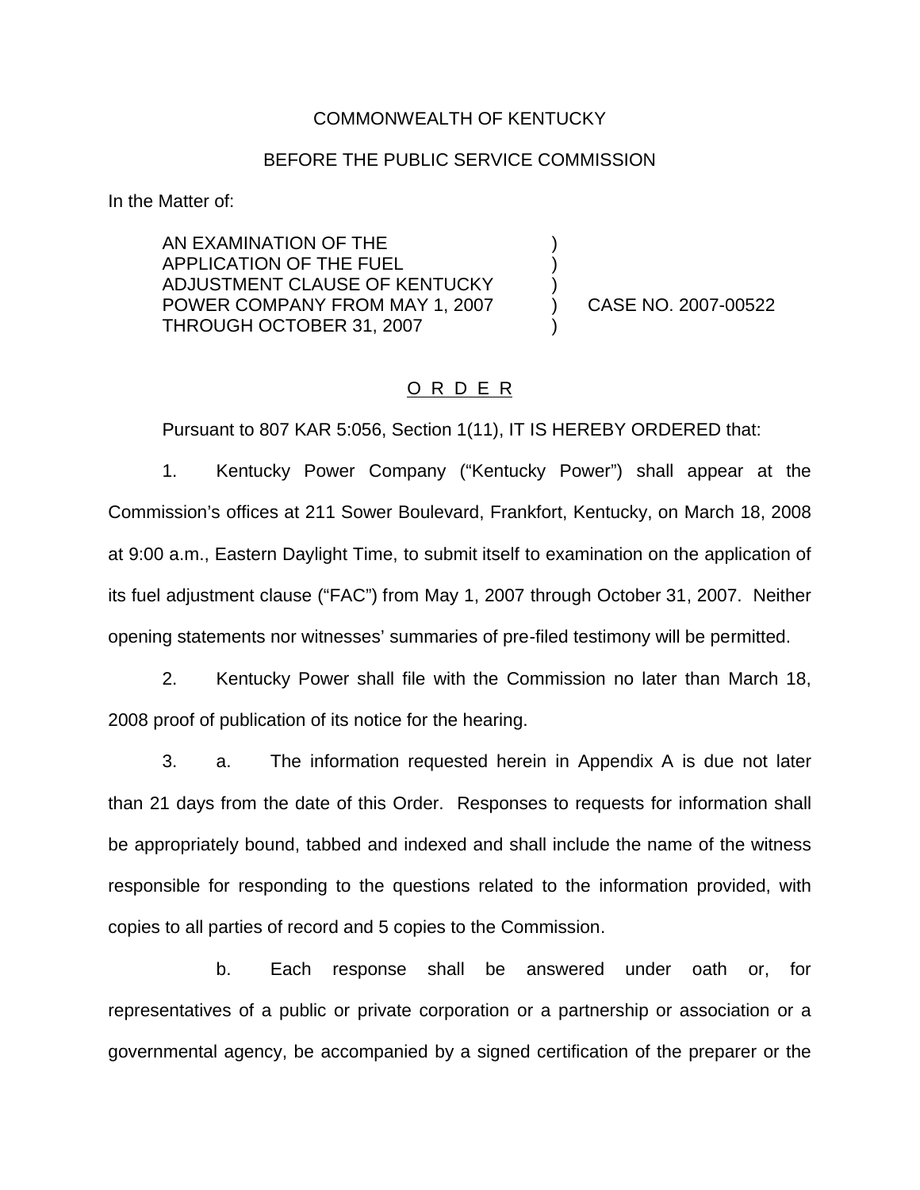COMMONWEALTH OF KENTUCKY

BEFORE THE PUBLIC SERVICE COMMISSION

In the Matter of:

AN EXAMINATION OF THE APPLICATION OF THE FUEL ADJUSTMENT CLAUSE OF KENTUCKY POWER COMPANY FROM MAY 1, 2007 THROUGH OCTOBER 31, 2007 ) CASE NO. 2007-00522

O R D E R

Pursuant to 807 KAR 5:056, Section 1(11), IT IS HEREBY ORDERED that:

1. Kentucky Power Company ("Kentucky Power") shall appear at the Commission's offices at 211 Sower Boulevard, Frankfort, Kentucky, on March 18, 2008 at 9:00 a.m., Eastern Daylight Time, to submit itself to examination on the application of its fuel adjustment clause ("FAC") from May 1, 2007 through October 31, 2007. Neither opening statements nor witnesses' summaries of pre-filed testimony will be permitted.

2. Kentucky Power shall file with the Commission no later than March 18, 2008 proof of publication of its notice for the hearing.

3. a. The information requested herein in Appendix A is due not later than 21 days from the date of this Order. Responses to requests for information shall be appropriately bound, tabbed and indexed and shall include the name of the witness responsible for responding to the questions related to the information provided, with copies to all parties of record and 5 copies to the Commission.

b. Each response shall be answered under oath or, for representatives of a public or private corporation or a partnership or association or a governmental agency, be accompanied by a signed certification of the preparer or the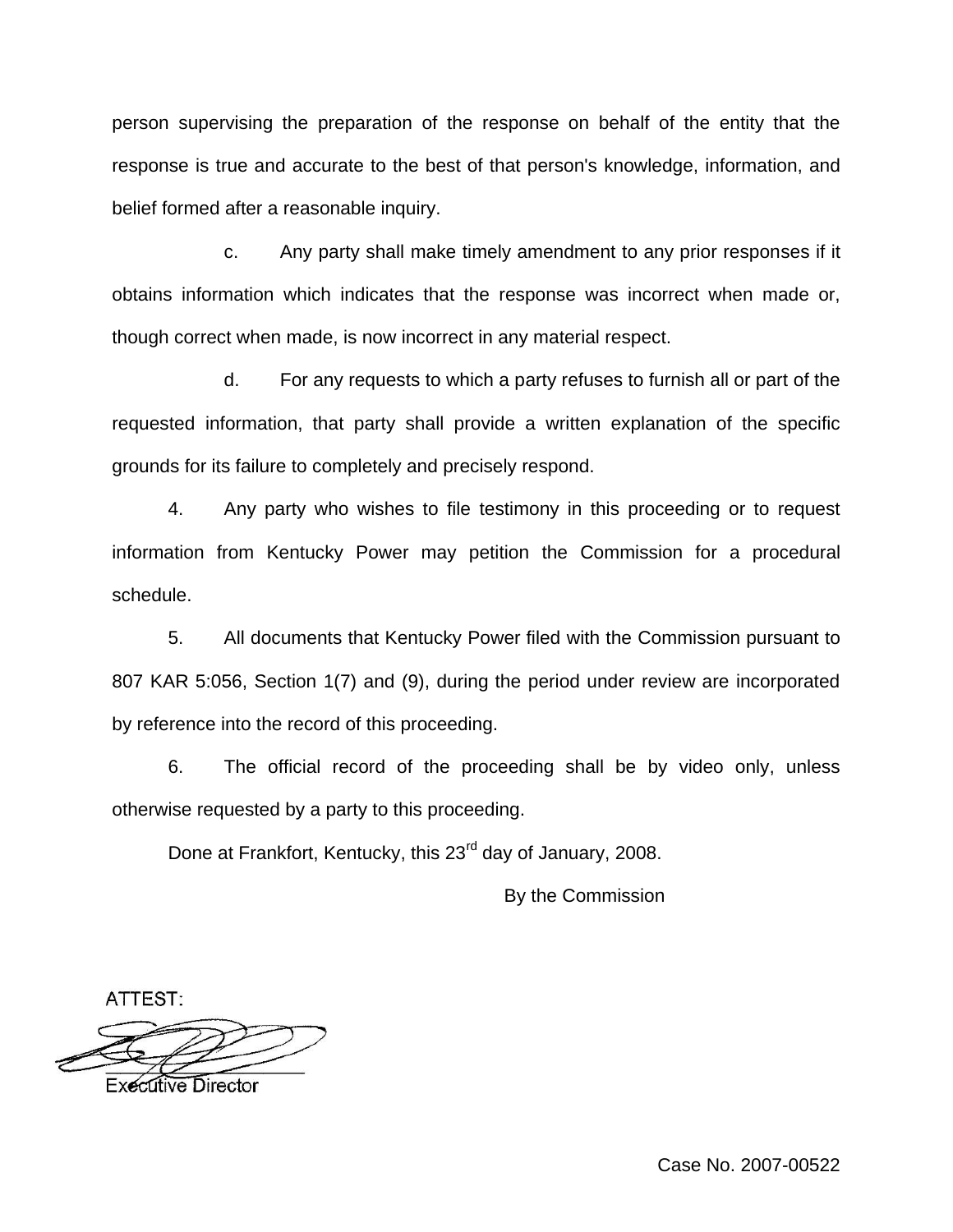person supervising the preparation of the response on behalf of the entity that the response is true and accurate to the best of that person's knowledge, information, and belief formed after a reasonable inquiry.

c. Any party shall make timely amendment to any prior responses if it obtains information which indicates that the response was incorrect when made or, though correct when made, is now incorrect in any material respect.

d. For any requests to which a party refuses to furnish all or part of the requested information, that party shall provide a written explanation of the specific grounds for its failure to completely and precisely respond.

4. Any party who wishes to file testimony in this proceeding or to request information from Kentucky Power may petition the Commission for a procedural schedule.

5. All documents that Kentucky Power filed with the Commission pursuant to 807 KAR 5:056, Section 1(7) and (9), during the period under review are incorporated by reference into the record of this proceeding.

6. The official record of the proceeding shall be by video only, unless otherwise requested by a party to this proceeding.

Done at Frankfort, Kentucky, this 23rd day of January, 2008.

By the Commission

ATTEST:

Executive Director

Case No. 2007-00522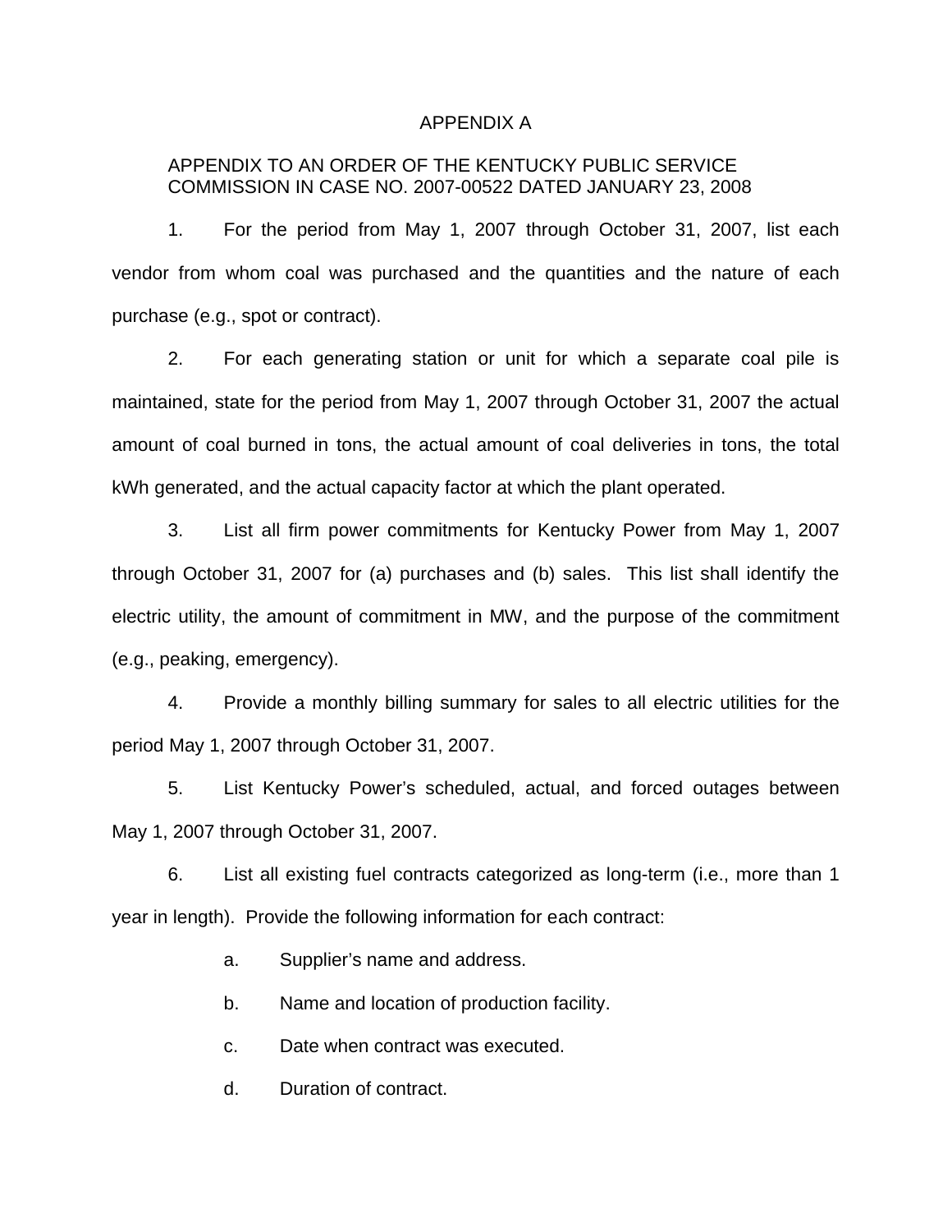# APPENDIX A

APPENDIX TO AN ORDER OF THE KENTUCKY PUBLIC SERVICE COMMISSION IN CASE NO. 2007-00522 DATED JANUARY 23, 2008

1. For the period from May 1, 2007 through October 31, 2007, list each vendor from whom coal was purchased and the quantities and the nature of each purchase (e.g., spot or contract).

2. For each generating station or unit for which a separate coal pile is maintained, state for the period from May 1, 2007 through October 31, 2007 the actual amount of coal burned in tons, the actual amount of coal deliveries in tons, the total kWh generated, and the actual capacity factor at which the plant operated.

3. List all firm power commitments for Kentucky Power from May 1, 2007 through October 31, 2007 for (a) purchases and (b) sales. This list shall identify the electric utility, the amount of commitment in MW, and the purpose of the commitment (e.g., peaking, emergency).

4. Provide a monthly billing summary for sales to all electric utilities for the period May 1, 2007 through October 31, 2007.

5. List Kentucky Power's scheduled, actual, and forced outages between May 1, 2007 through October 31, 2007.

6. List all existing fuel contracts categorized as long-term (i.e., more than 1 year in length). Provide the following information for each contract:

   a. Supplier's name and address.

   b. Name and location of production facility.

   c. Date when contract was executed.

   d. Duration of contract.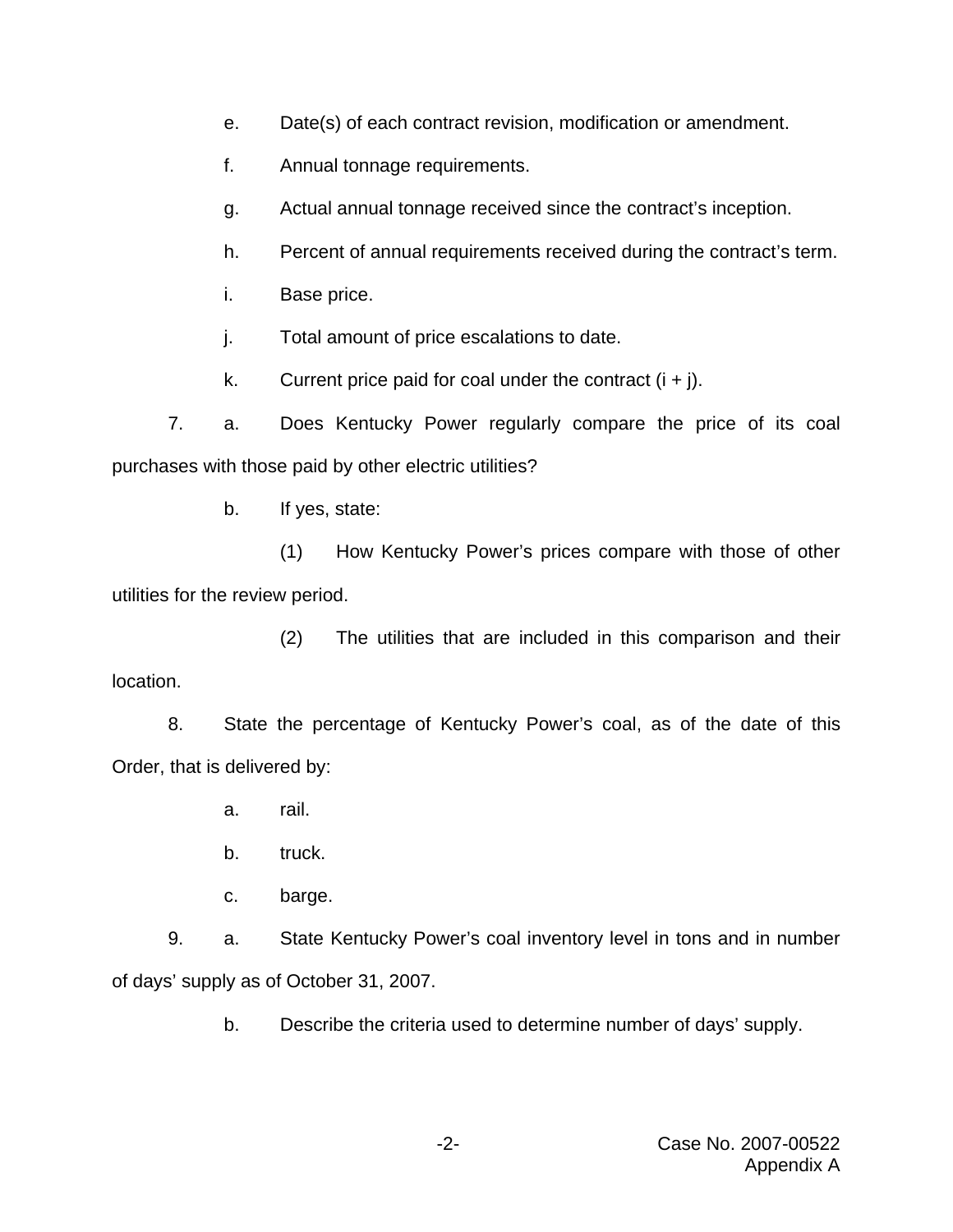e. Date(s) of each contract revision, modification or amendment.

f. Annual tonnage requirements.

g. Actual annual tonnage received since the contract's inception.

h. Percent of annual requirements received during the contract's term.

i. Base price.

j. Total amount of price escalations to date.

k. Current price paid for coal under the contract (i + j).

7. a. Does Kentucky Power regularly compare the price of its coal purchases with those paid by other electric utilities?

b. If yes, state:

(1) How Kentucky Power's prices compare with those of other utilities for the review period.

(2) The utilities that are included in this comparison and their location.

8. State the percentage of Kentucky Power's coal, as of the date of this Order, that is delivered by:

a. rail.

b. truck.

c. barge.

9. a. State Kentucky Power's coal inventory level in tons and in number of days' supply as of October 31, 2007.

b. Describe the criteria used to determine number of days' supply.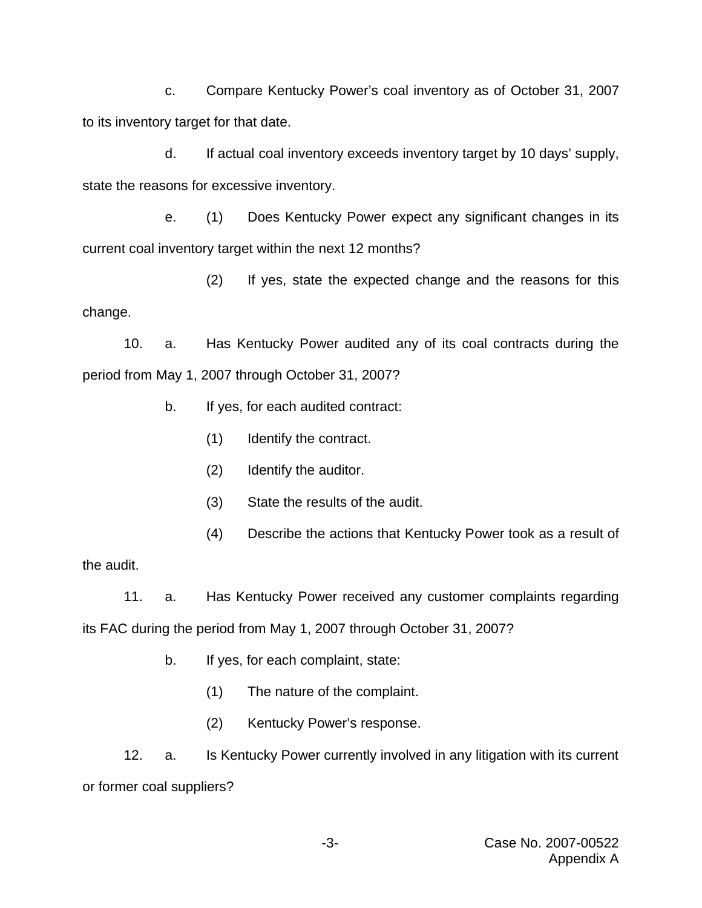c. Compare Kentucky Power's coal inventory as of October 31, 2007 to its inventory target for that date.

d. If actual coal inventory exceeds inventory target by 10 days' supply, state the reasons for excessive inventory.

e. (1) Does Kentucky Power expect any significant changes in its current coal inventory target within the next 12 months?

(2) If yes, state the expected change and the reasons for this change.

10. a. Has Kentucky Power audited any of its coal contracts during the period from May 1, 2007 through October 31, 2007?

b. If yes, for each audited contract:

(1) Identify the contract.

(2) Identify the auditor.

(3) State the results of the audit.

(4) Describe the actions that Kentucky Power took as a result of the audit.

11. a. Has Kentucky Power received any customer complaints regarding its FAC during the period from May 1, 2007 through October 31, 2007?

b. If yes, for each complaint, state:

(1) The nature of the complaint.

(2) Kentucky Power's response.

12. a. Is Kentucky Power currently involved in any litigation with its current or former coal suppliers?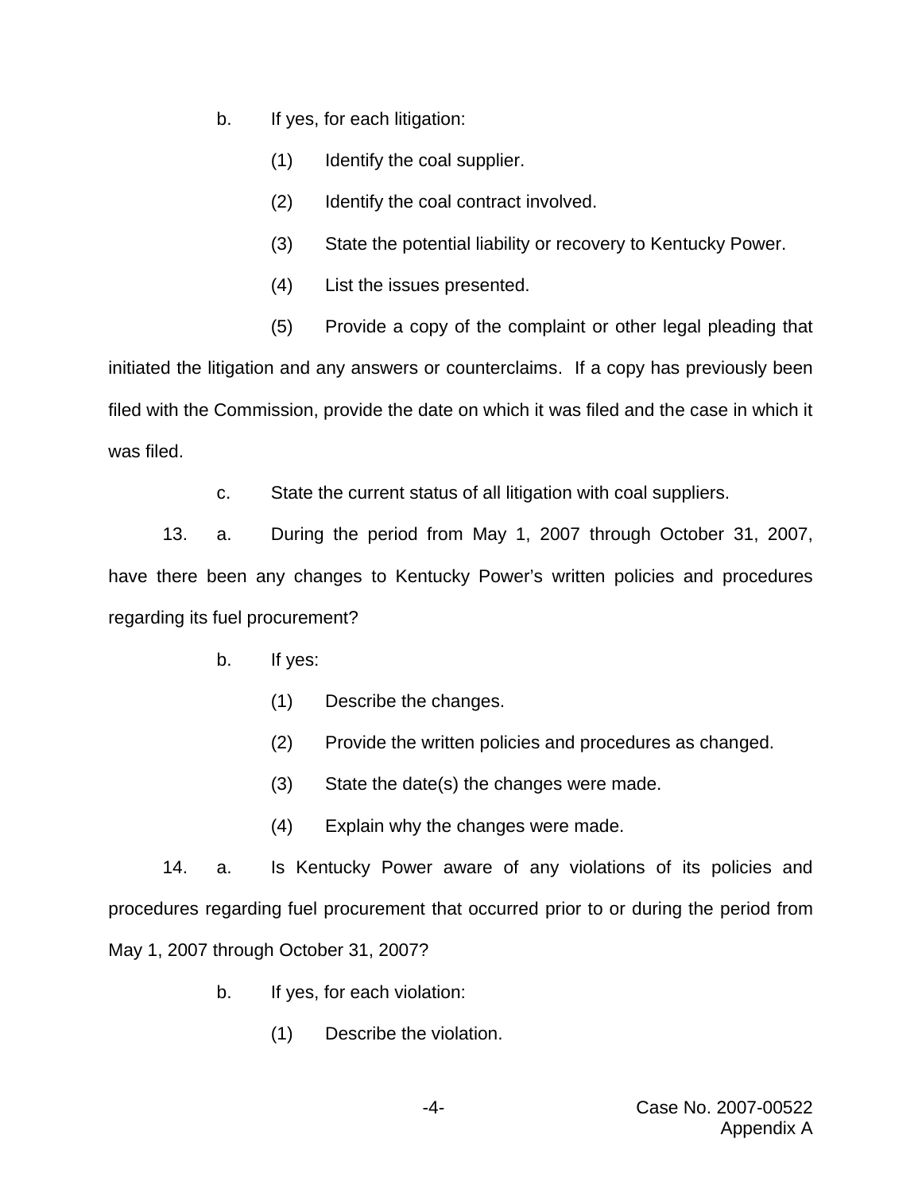b. If yes, for each litigation:

(1) Identify the coal supplier.

(2) Identify the coal contract involved.

(3) State the potential liability or recovery to Kentucky Power.

(4) List the issues presented.

(5) Provide a copy of the complaint or other legal pleading that initiated the litigation and any answers or counterclaims. If a copy has previously been filed with the Commission, provide the date on which it was filed and the case in which it was filed.

c. State the current status of all litigation with coal suppliers.

13. a. During the period from May 1, 2007 through October 31, 2007, have there been any changes to Kentucky Power's written policies and procedures regarding its fuel procurement?

b. If yes:

(1) Describe the changes.

(2) Provide the written policies and procedures as changed.

(3) State the date(s) the changes were made.

(4) Explain why the changes were made.

14. a. Is Kentucky Power aware of any violations of its policies and procedures regarding fuel procurement that occurred prior to or during the period from May 1, 2007 through October 31, 2007?

b. If yes, for each violation:

(1) Describe the violation.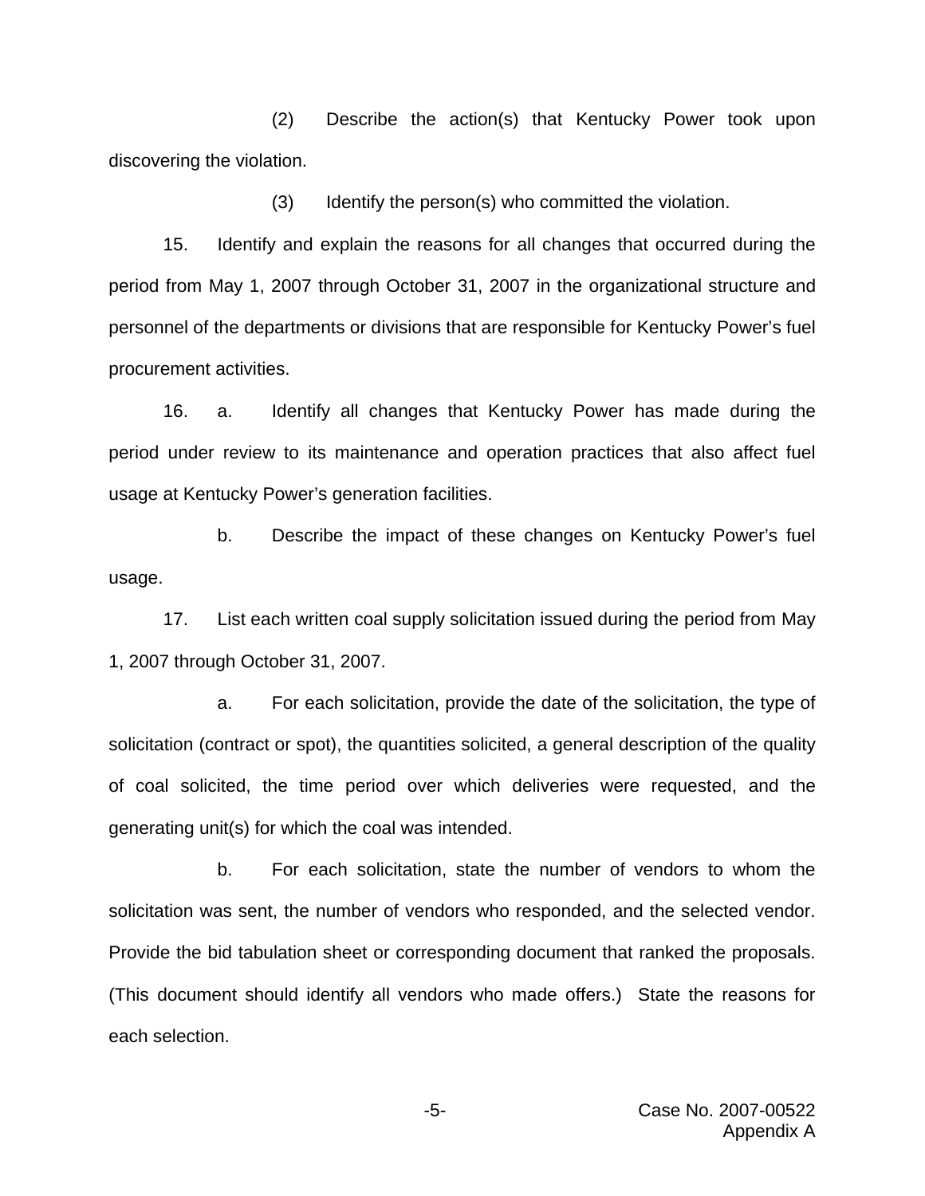(2) Describe the action(s) that Kentucky Power took upon discovering the violation.

(3) Identify the person(s) who committed the violation.

15. Identify and explain the reasons for all changes that occurred during the period from May 1, 2007 through October 31, 2007 in the organizational structure and personnel of the departments or divisions that are responsible for Kentucky Power's fuel procurement activities.

16. a. Identify all changes that Kentucky Power has made during the period under review to its maintenance and operation practices that also affect fuel usage at Kentucky Power's generation facilities.

b. Describe the impact of these changes on Kentucky Power's fuel usage.

17. List each written coal supply solicitation issued during the period from May 1, 2007 through October 31, 2007.

a. For each solicitation, provide the date of the solicitation, the type of solicitation (contract or spot), the quantities solicited, a general description of the quality of coal solicited, the time period over which deliveries were requested, and the generating unit(s) for which the coal was intended.

b. For each solicitation, state the number of vendors to whom the solicitation was sent, the number of vendors who responded, and the selected vendor. Provide the bid tabulation sheet or corresponding document that ranked the proposals. (This document should identify all vendors who made offers.) State the reasons for each selection.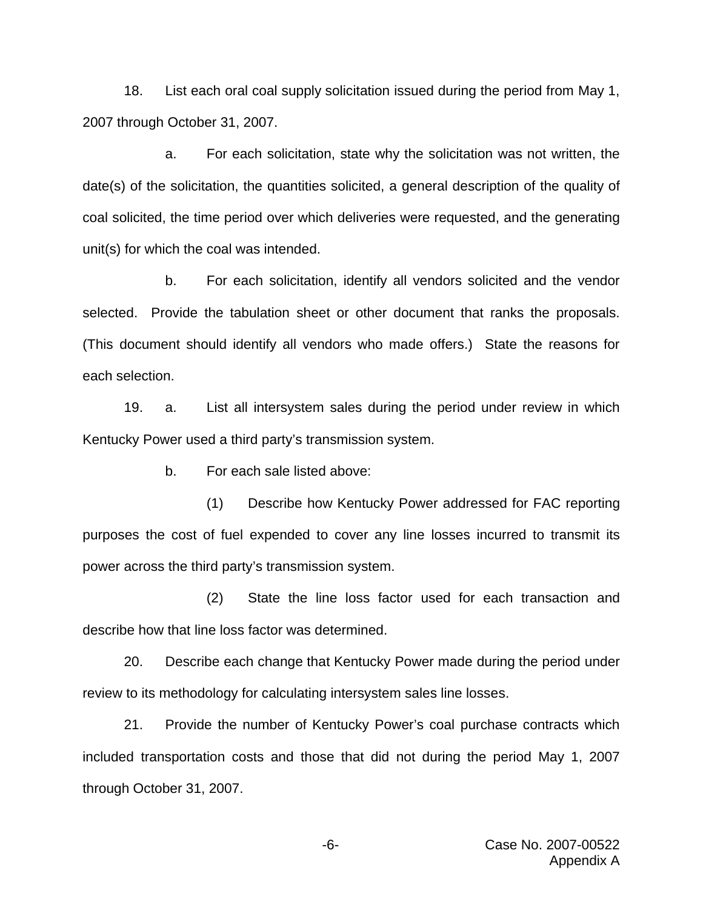18. List each oral coal supply solicitation issued during the period from May 1, 2007 through October 31, 2007.

a. For each solicitation, state why the solicitation was not written, the date(s) of the solicitation, the quantities solicited, a general description of the quality of coal solicited, the time period over which deliveries were requested, and the generating unit(s) for which the coal was intended.

b. For each solicitation, identify all vendors solicited and the vendor selected. Provide the tabulation sheet or other document that ranks the proposals. (This document should identify all vendors who made offers.) State the reasons for each selection.

19. a. List all intersystem sales during the period under review in which Kentucky Power used a third party's transmission system.

b. For each sale listed above:

(1) Describe how Kentucky Power addressed for FAC reporting purposes the cost of fuel expended to cover any line losses incurred to transmit its power across the third party's transmission system.

(2) State the line loss factor used for each transaction and describe how that line loss factor was determined.

20. Describe each change that Kentucky Power made during the period under review to its methodology for calculating intersystem sales line losses.

21. Provide the number of Kentucky Power's coal purchase contracts which included transportation costs and those that did not during the period May 1, 2007 through October 31, 2007.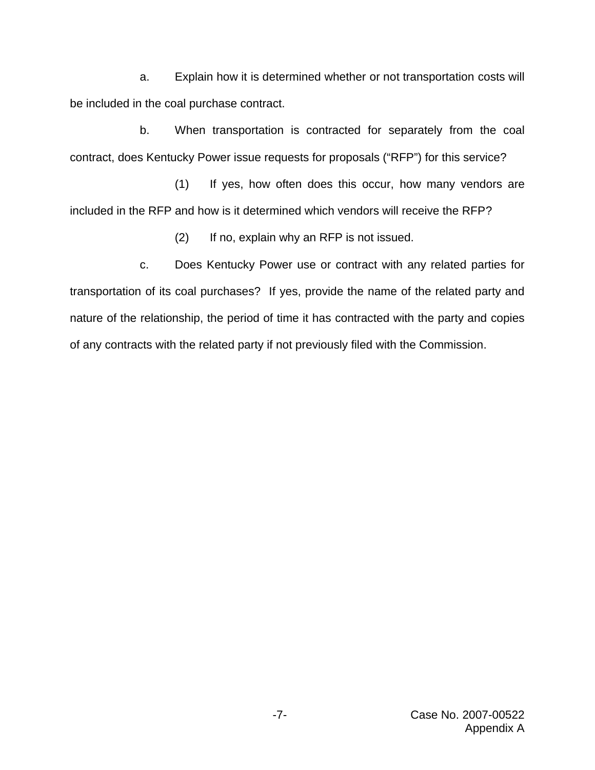a. Explain how it is determined whether or not transportation costs will be included in the coal purchase contract.

b. When transportation is contracted for separately from the coal contract, does Kentucky Power issue requests for proposals ("RFP") for this service?

(1) If yes, how often does this occur, how many vendors are included in the RFP and how is it determined which vendors will receive the RFP?

(2) If no, explain why an RFP is not issued.

c. Does Kentucky Power use or contract with any related parties for transportation of its coal purchases? If yes, provide the name of the related party and nature of the relationship, the period of time it has contracted with the party and copies of any contracts with the related party if not previously filed with the Commission.